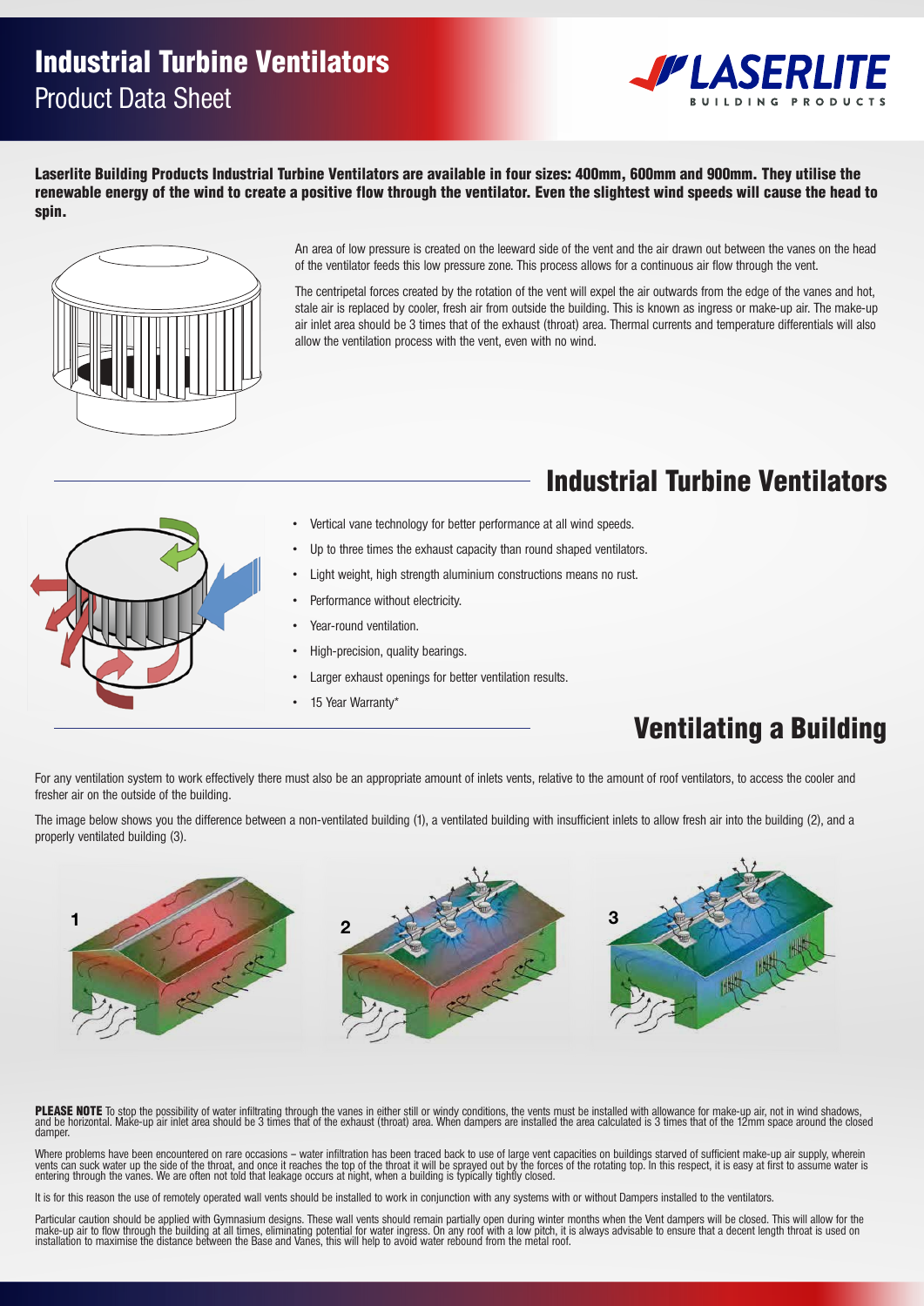# Industrial Turbine Ventilators

## Product Data Sheet

**Laserlite Building Products Industrial Turbine Ventilators are available in four sizes: 400mm, 600mm and 900mm. They utilise the renewable energy of the wind to create a positive flow through the ventilator. Even the slightest wind speeds will cause the head to spin.**

An area of low pressure is created on the leeward side of the vent and the air drawn out between the vanes on the head of the ventilator feeds this low pressure zone. This process allows for a continuous air flow through the vent.

The centripetal forces created by the rotation of the vent will expel the air outwards from the edge of the vanes and hot, stale air is replaced by cooler, fresh air from outside the building. This is known as ingress or make-up air. The make-up air inlet area should be 3 times that of the exhaust (throat) area. Thermal currents and temperature differentials will also allow the ventilation process with the vent, even with no wind.

## Industrial Turbine Ventilators

- Vertical vane technology for better performance at all wind speeds.
- Up to three times the exhaust capacity than round shaped ventilators.
- Light weight, high strength aluminium constructions means no rust.
- Performance without electricity.
- Year-round ventilation.
- High-precision, quality bearings.
- Larger exhaust openings for better ventilation results.
- 15 Year Warranty*

## Ventilating a Building

For any ventilation system to work effectively there must also be an appropriate amount of inlets vents, relative to the amount of roof ventilators, to access the cooler and fresher air on the outside of the building.

The image below shows you the difference between a non-ventilated building (1), a ventilated building with insufficient inlets to allow fresh air into the building (2), and a properly ventilated building (3).

1 2 3

**PLEASE NOTE** To stop the possibility of water infiltrating through the vanes in either still or windy conditions, the vents must be installed with allowance for make-up air, not in wind shadows, and be horizontal. Make-up air inlet area should be 3 times that of the exhaust (throat) area. When dampers are installed the area calculated is 3 times that of the 12mm space around the closed damper.

Where problems have been encountered on rare occasions – water infiltration has been traced back to use of large vent capacities on buildings starved of sufficient make-up air supply, wherein vents can suck water up the side of the throat, and once it reaches the top of the throat it will be sprayed out by the forces of the rotating top. In this respect, it is easy at first to assume water is entering through the vanes. We are often not told that leakage occurs at night, when a building is typically tightly closed.

It is for this reason the use of remotely operated wall vents should be installed to work in conjunction with any systems with or without Dampers installed to the ventilators.

Particular caution should be applied with Gymnasium designs. These wall vents should remain partially open during winter months when the Vent dampers will be closed. This will allow for the make-up air to flow through the building at all times, eliminating potential for water ingress. On any roof with a low pitch, it is always advisable to ensure that a decent length throat is used on installation to maximise the distance between the Base and Vanes, this will help to avoid water rebound from the metal roof.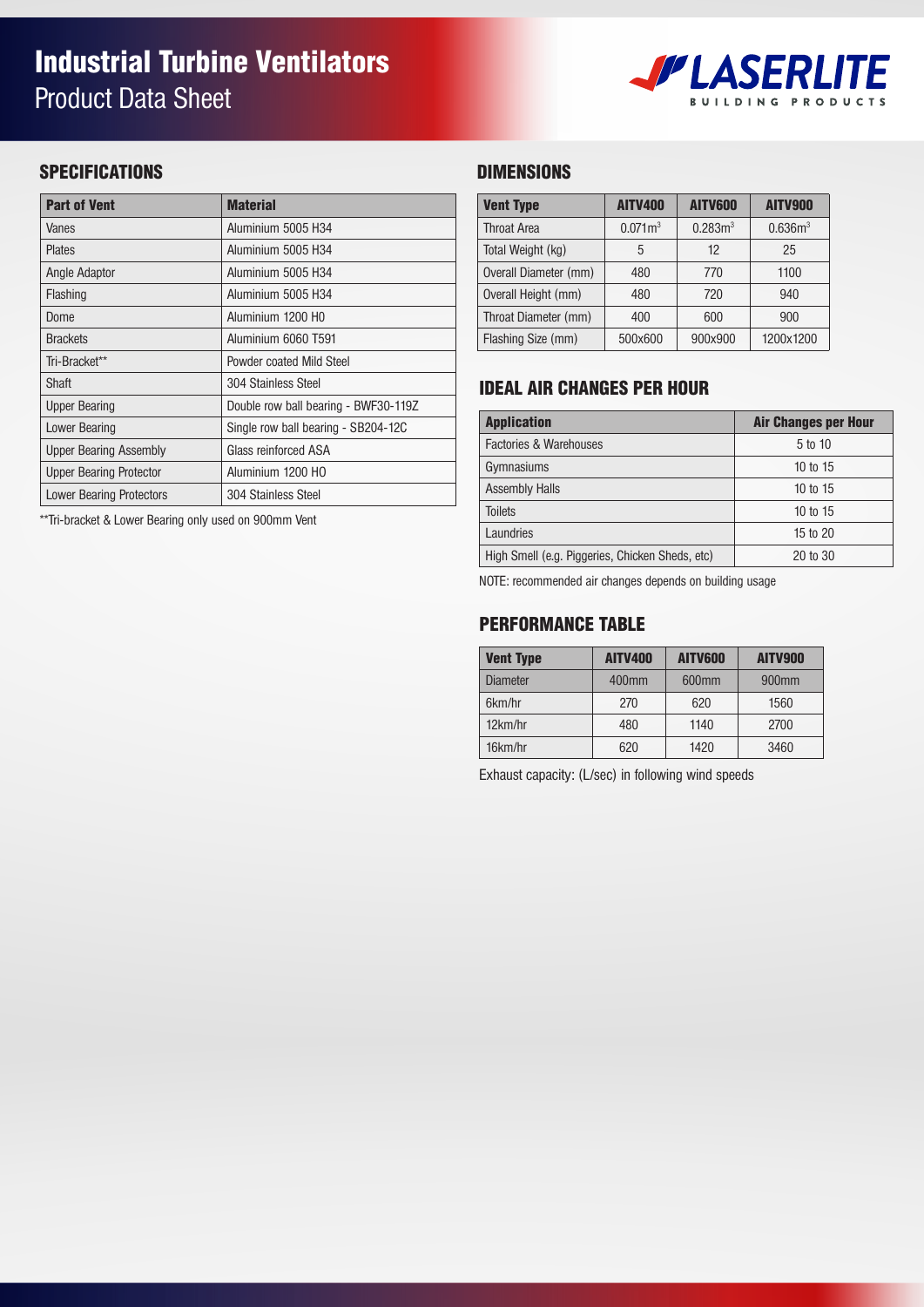# Industrial Turbine Ventilators
Product Data Sheet

LASERLITE BUILDING PRODUCTS

## SPECIFICATIONS

| Part of Vent | Material |
|---|---|
| Vanes | Aluminium 5005 H34 |
| Plates | Aluminium 5005 H34 |
| Angle Adaptor | Aluminium 5005 H34 |
| Flashing | Aluminium 5005 H34 |
| Dome | Aluminium 1200 H0 |
| Brackets | Aluminium 6060 T591 |
| Tri-Bracket** | Powder coated Mild Steel |
| Shaft | 304 Stainless Steel |
| Upper Bearing | Double row ball bearing - BWF30-119Z |
| Lower Bearing | Single row ball bearing - SB204-12C |
| Upper Bearing Assembly | Glass reinforced ASA |
| Upper Bearing Protector | Aluminium 1200 HO |
| Lower Bearing Protectors | 304 Stainless Steel |

**Tri-bracket & Lower Bearing only used on 900mm Vent

## DIMENSIONS

| Vent Type | AITV400 | AITV600 | AITV900 |
|---|---|---|---|
| Throat Area | $0.071m^3$ | $0.283m^3$ | $0.636m^3$ |
| Total Weight (kg) | 5 | 12 | 25 |
| Overall Diameter (mm) | 480 | 770 | 1100 |
| Overall Height (mm) | 480 | 720 | 940 |
| Throat Diameter (mm) | 400 | 600 | 900 |
| Flashing Size (mm) | 500x600 | 900x900 | 1200x1200 |

## IDEAL AIR CHANGES PER HOUR

| Application | Air Changes per Hour |
|---|---|
| Factories & Warehouses | 5 to 10 |
| Gymnasiums | 10 to 15 |
| Assembly Halls | 10 to 15 |
| Toilets | 10 to 15 |
| Laundries | 15 to 20 |
| High Smell (e.g. Piggeries, Chicken Sheds, etc) | 20 to 30 |

NOTE: recommended air changes depends on building usage

## PERFORMANCE TABLE

| Vent Type | AITV400 | AITV600 | AITV900 |
|---|---|---|---|
| Diameter | 400mm | 600mm | 900mm |
| 6km/hr | 270 | 620 | 1560 |
| 12km/hr | 480 | 1140 | 2700 |
| 16km/hr | 620 | 1420 | 3460 |

Exhaust capacity: (L/sec) in following wind speeds